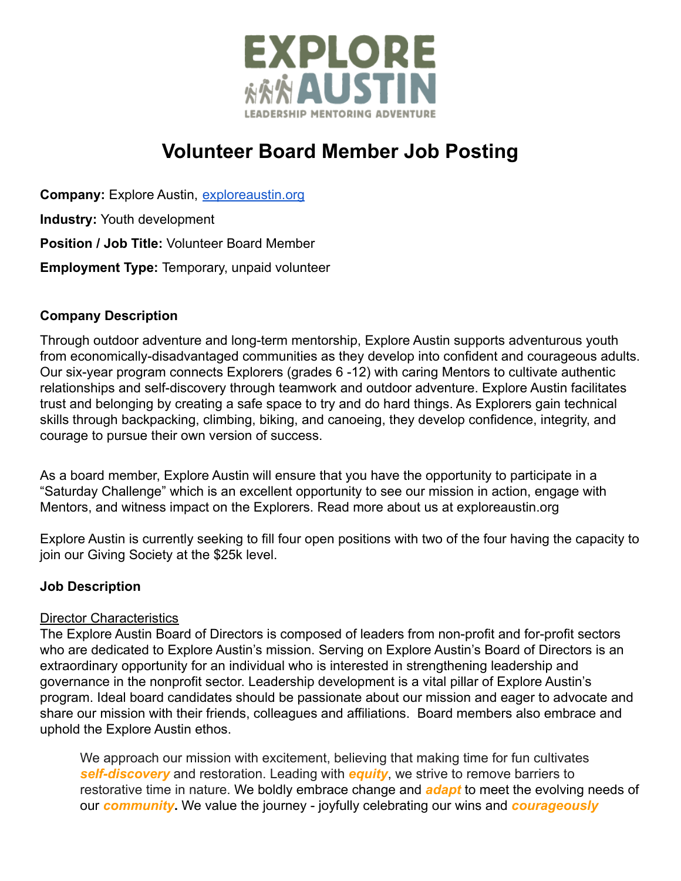EXPLORE AUSTIN

LEADERSHIP MENTORING ADVENTURE

# Volunteer Board Member Job Posting

**Company:** Explore Austin, [exploreaustin.org](exploreaustin.org)

**Industry:** Youth development

**Position / Job Title:** Volunteer Board Member

**Employment Type:** Temporary, unpaid volunteer

### Company Description

Through outdoor adventure and long-term mentorship, Explore Austin supports adventurous youth from economically-disadvantaged communities as they develop into confident and courageous adults. Our six-year program connects Explorers (grades 6 -12) with caring Mentors to cultivate authentic relationships and self-discovery through teamwork and outdoor adventure. Explore Austin facilitates trust and belonging by creating a safe space to try and do hard things. As Explorers gain technical skills through backpacking, climbing, biking, and canoeing, they develop confidence, integrity, and courage to pursue their own version of success.

As a board member, Explore Austin will ensure that you have the opportunity to participate in a "Saturday Challenge" which is an excellent opportunity to see our mission in action, engage with Mentors, and witness impact on the Explorers. Read more about us at exploreaustin.org

Explore Austin is currently seeking to fill four open positions with two of the four having the capacity to join our Giving Society at the $25k level.

### Job Description

Director Characteristics

The Explore Austin Board of Directors is composed of leaders from non-profit and for-profit sectors who are dedicated to Explore Austin's mission. Serving on Explore Austin's Board of Directors is an extraordinary opportunity for an individual who is interested in strengthening leadership and governance in the nonprofit sector. Leadership development is a vital pillar of Explore Austin's program. Ideal board candidates should be passionate about our mission and eager to advocate and share our mission with their friends, colleagues and affiliations. Board members also embrace and uphold the Explore Austin ethos.

> We approach our mission with excitement, believing that making time for fun cultivates ***self-discovery*** and restoration. Leading with ***equity***, we strive to remove barriers to restorative time in nature. We boldly embrace change and ***adapt*** to meet the evolving needs of our ***community*****.** We value the journey - joyfully celebrating our wins and ***courageously***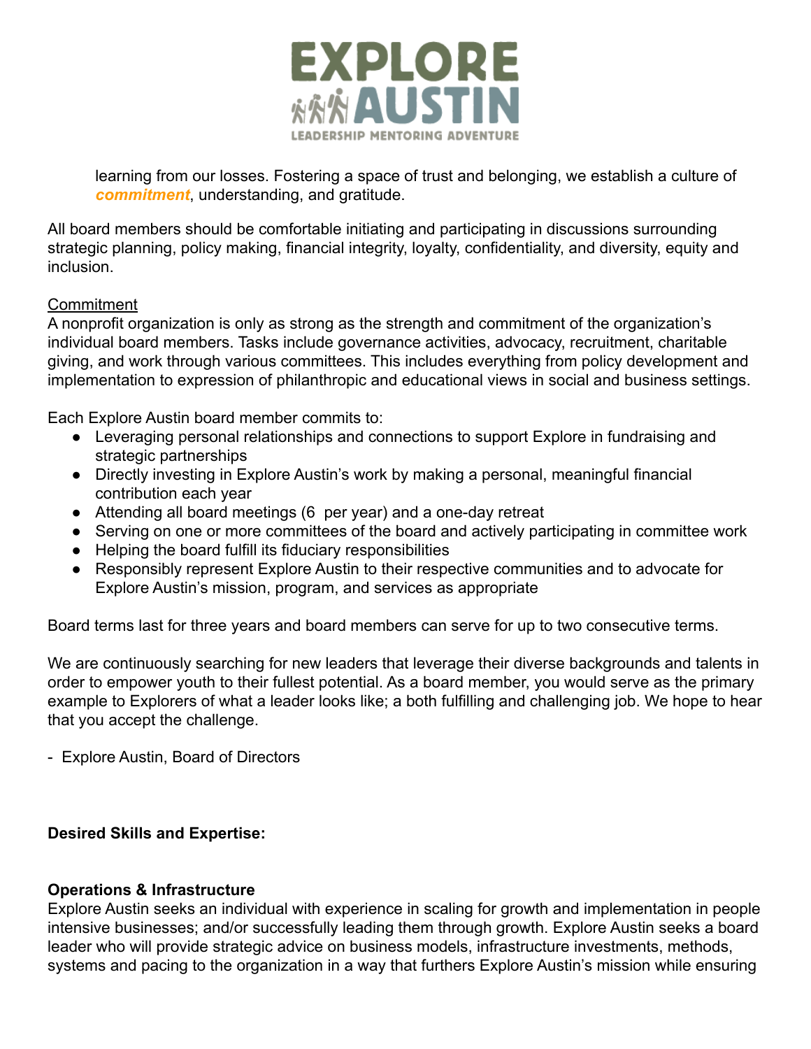learning from our losses. Fostering a space of trust and belonging, we establish a culture of ***commitment***, understanding, and gratitude.

All board members should be comfortable initiating and participating in discussions surrounding strategic planning, policy making, financial integrity, loyalty, confidentiality, and diversity, equity and inclusion.

Commitment

A nonprofit organization is only as strong as the strength and commitment of the organization's individual board members. Tasks include governance activities, advocacy, recruitment, charitable giving, and work through various committees. This includes everything from policy development and implementation to expression of philanthropic and educational views in social and business settings.

Each Explore Austin board member commits to:

- Leveraging personal relationships and connections to support Explore in fundraising and strategic partnerships
- Directly investing in Explore Austin's work by making a personal, meaningful financial contribution each year
- Attending all board meetings (6 per year) and a one-day retreat
- Serving on one or more committees of the board and actively participating in committee work
- Helping the board fulfill its fiduciary responsibilities
- Responsibly represent Explore Austin to their respective communities and to advocate for Explore Austin's mission, program, and services as appropriate

Board terms last for three years and board members can serve for up to two consecutive terms.

We are continuously searching for new leaders that leverage their diverse backgrounds and talents in order to empower youth to their fullest potential. As a board member, you would serve as the primary example to Explorers of what a leader looks like; a both fulfilling and challenging job. We hope to hear that you accept the challenge.

- Explore Austin, Board of Directors

**Desired Skills and Expertise:**

**Operations & Infrastructure**

Explore Austin seeks an individual with experience in scaling for growth and implementation in people intensive businesses; and/or successfully leading them through growth. Explore Austin seeks a board leader who will provide strategic advice on business models, infrastructure investments, methods, systems and pacing to the organization in a way that furthers Explore Austin's mission while ensuring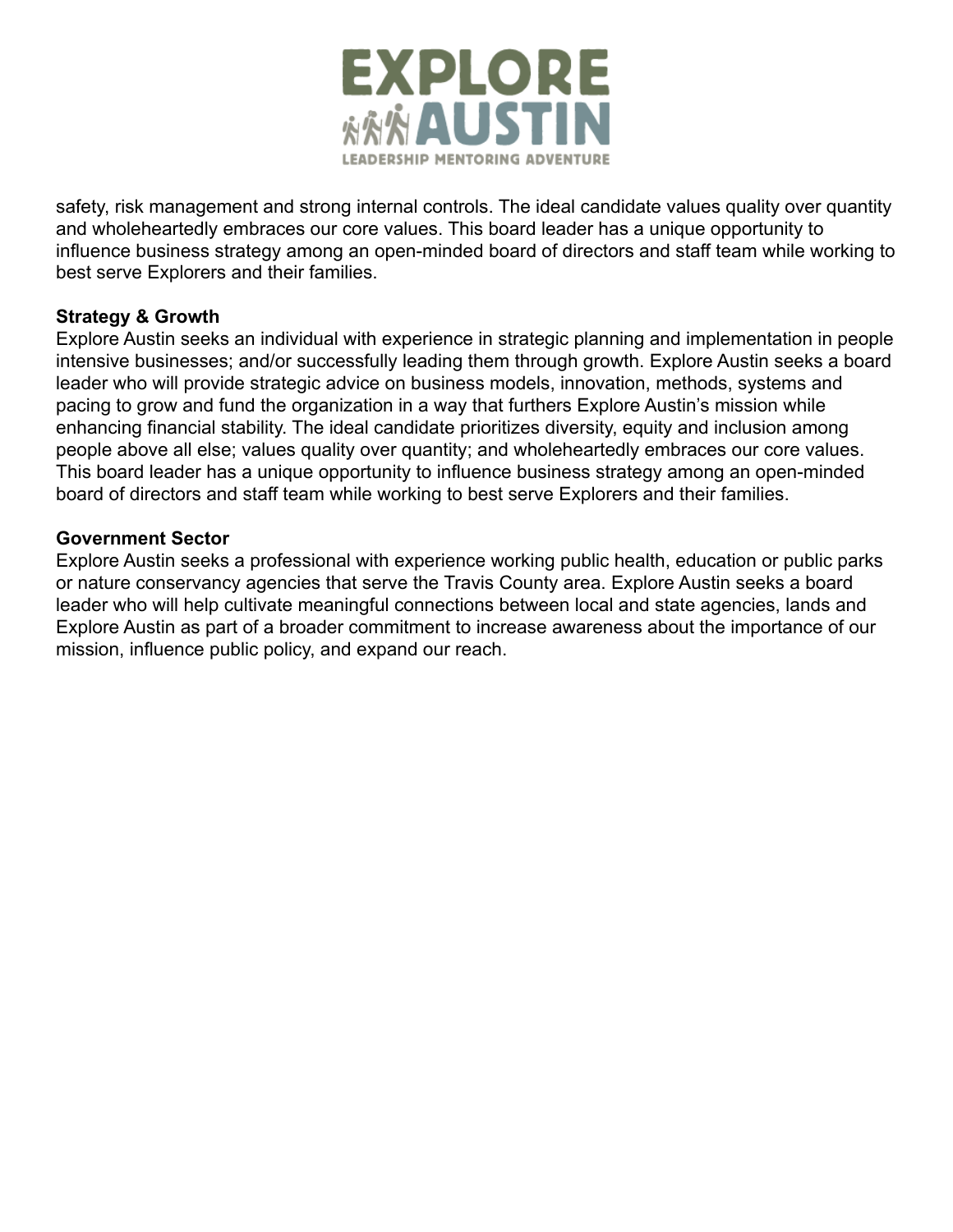safety, risk management and strong internal controls. The ideal candidate values quality over quantity and wholeheartedly embraces our core values. This board leader has a unique opportunity to influence business strategy among an open-minded board of directors and staff team while working to best serve Explorers and their families.

**Strategy & Growth**

Explore Austin seeks an individual with experience in strategic planning and implementation in people intensive businesses; and/or successfully leading them through growth. Explore Austin seeks a board leader who will provide strategic advice on business models, innovation, methods, systems and pacing to grow and fund the organization in a way that furthers Explore Austin's mission while enhancing financial stability. The ideal candidate prioritizes diversity, equity and inclusion among people above all else; values quality over quantity; and wholeheartedly embraces our core values. This board leader has a unique opportunity to influence business strategy among an open-minded board of directors and staff team while working to best serve Explorers and their families.

**Government Sector**

Explore Austin seeks a professional with experience working public health, education or public parks or nature conservancy agencies that serve the Travis County area. Explore Austin seeks a board leader who will help cultivate meaningful connections between local and state agencies, lands and Explore Austin as part of a broader commitment to increase awareness about the importance of our mission, influence public policy, and expand our reach.